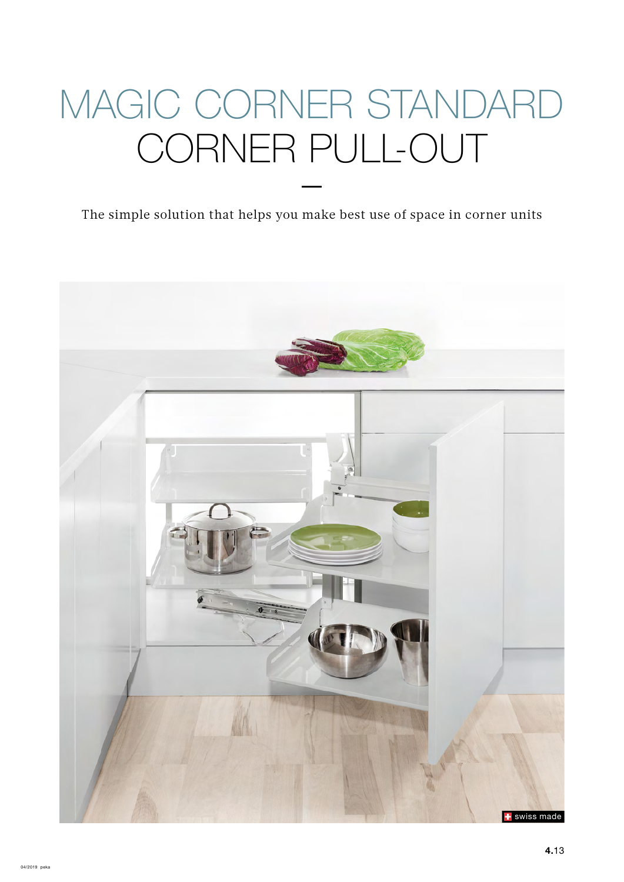# MAGIC CORNER STANDARD
# CORNER PULL-OUT

The simple solution that helps you make best use of space in corner units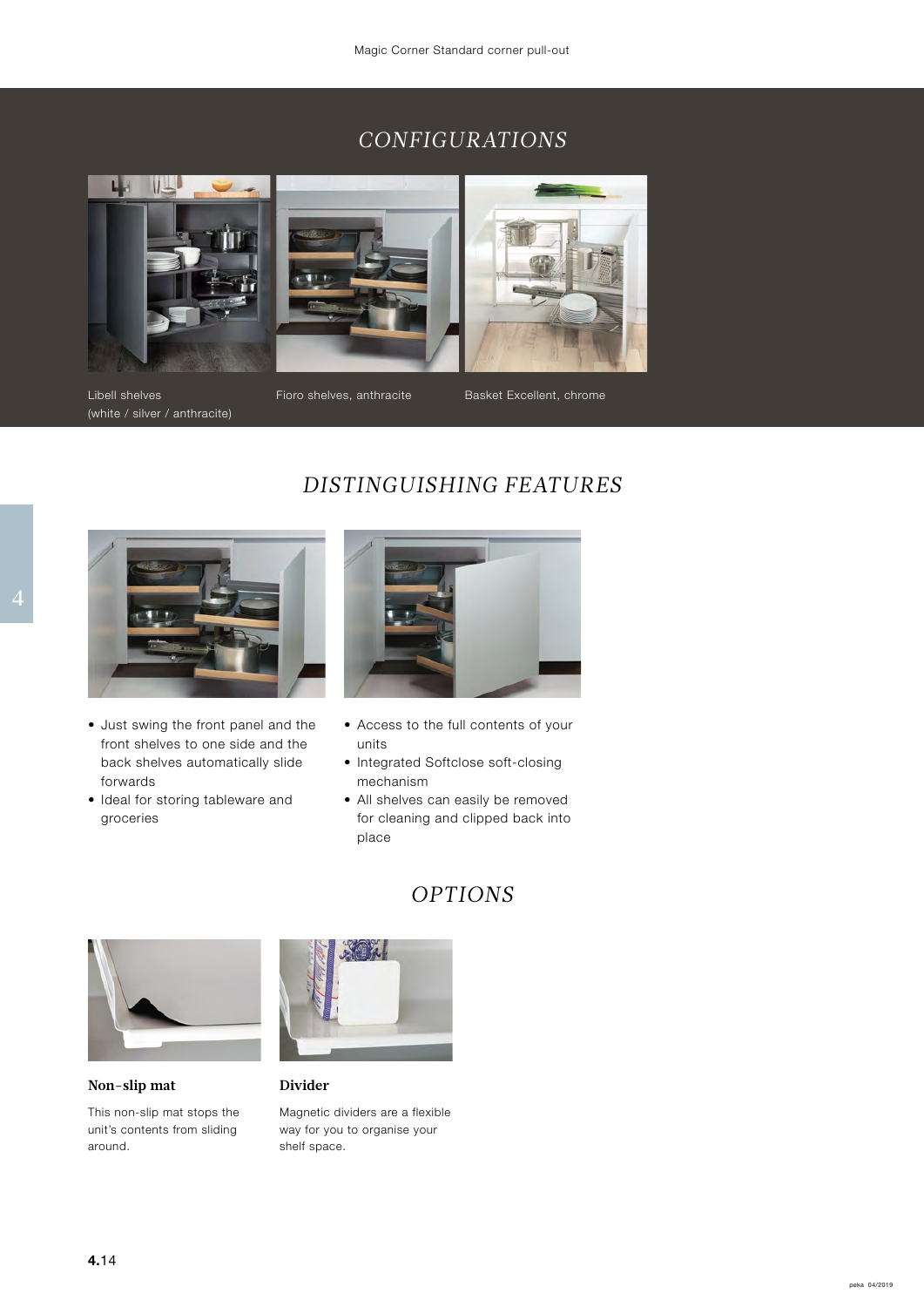## CONFIGURATIONS

Libell shelves (white / silver / anthracite)

Fioro shelves, anthracite

Basket Excellent, chrome

## DISTINGUISHING FEATURES

- Just swing the front panel and the front shelves to one side and the back shelves automatically slide forwards
- Ideal for storing tableware and groceries

- Access to the full contents of your units
- Integrated Softclose soft-closing mechanism
- All shelves can easily be removed for cleaning and clipped back into place

## OPTIONS

**Non-slip mat**

This non-slip mat stops the unit's contents from sliding around.

**Divider**

Magnetic dividers are a flexible way for you to organise your shelf space.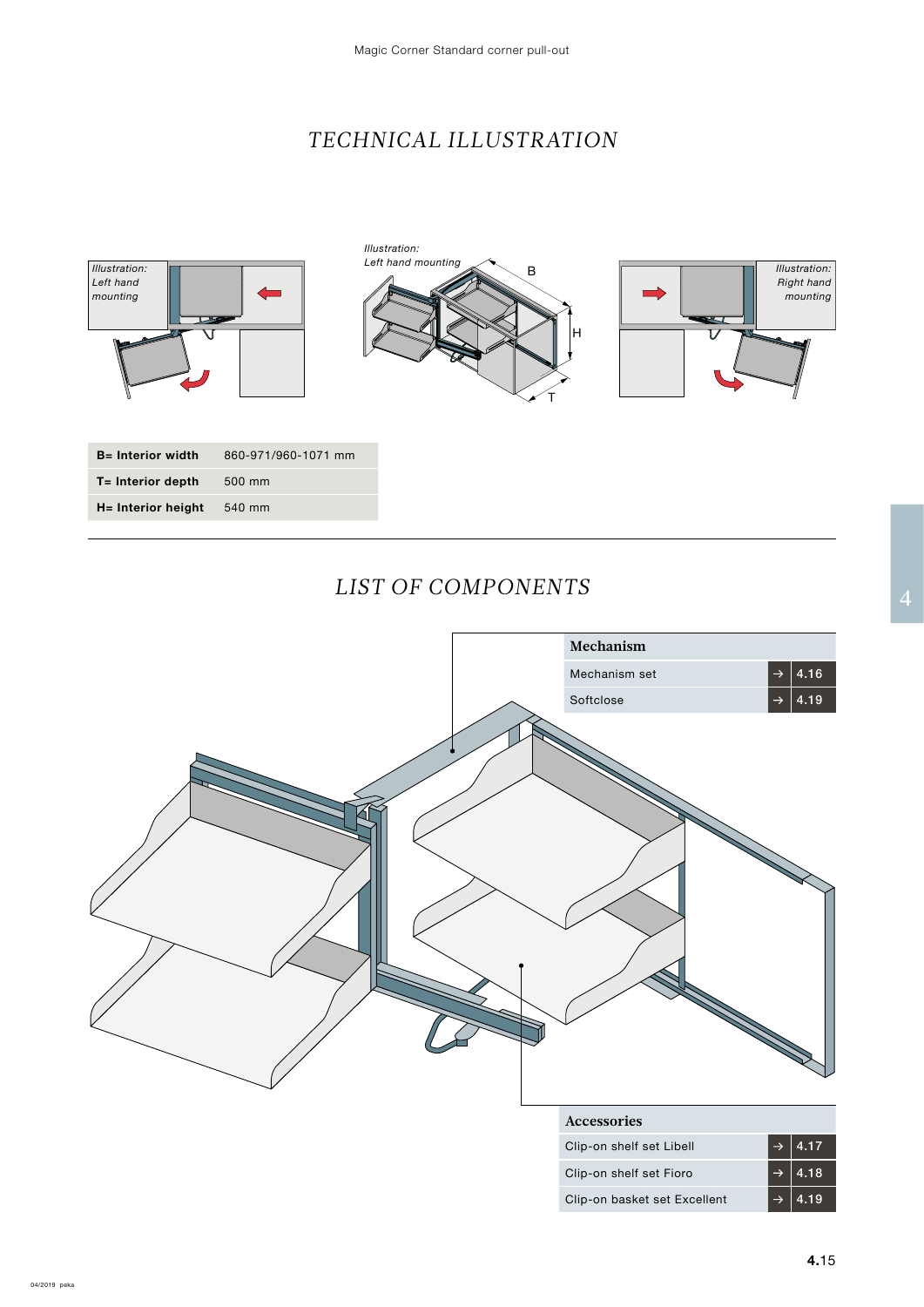# TECHNICAL ILLUSTRATION

*Illustration: Left hand mounting*

*Illustration: Left hand mounting*

*Illustration: Right hand mounting*

| | |
|---|---|
| **B= Interior width** | 860-971/960-1071 mm |
| **T= Interior depth** | 500 mm |
| **H= Interior height** | 540 mm |

# LIST OF COMPONENTS

| Mechanism | | |
|---|---|---|
| Mechanism set | → | 4.16 |
| Softclose | → | 4.19 |

| Accessories | | |
|---|---|---|
| Clip-on shelf set Libell | → | 4.17 |
| Clip-on shelf set Fioro | → | 4.18 |
| Clip-on basket set Excellent | → | 4.19 |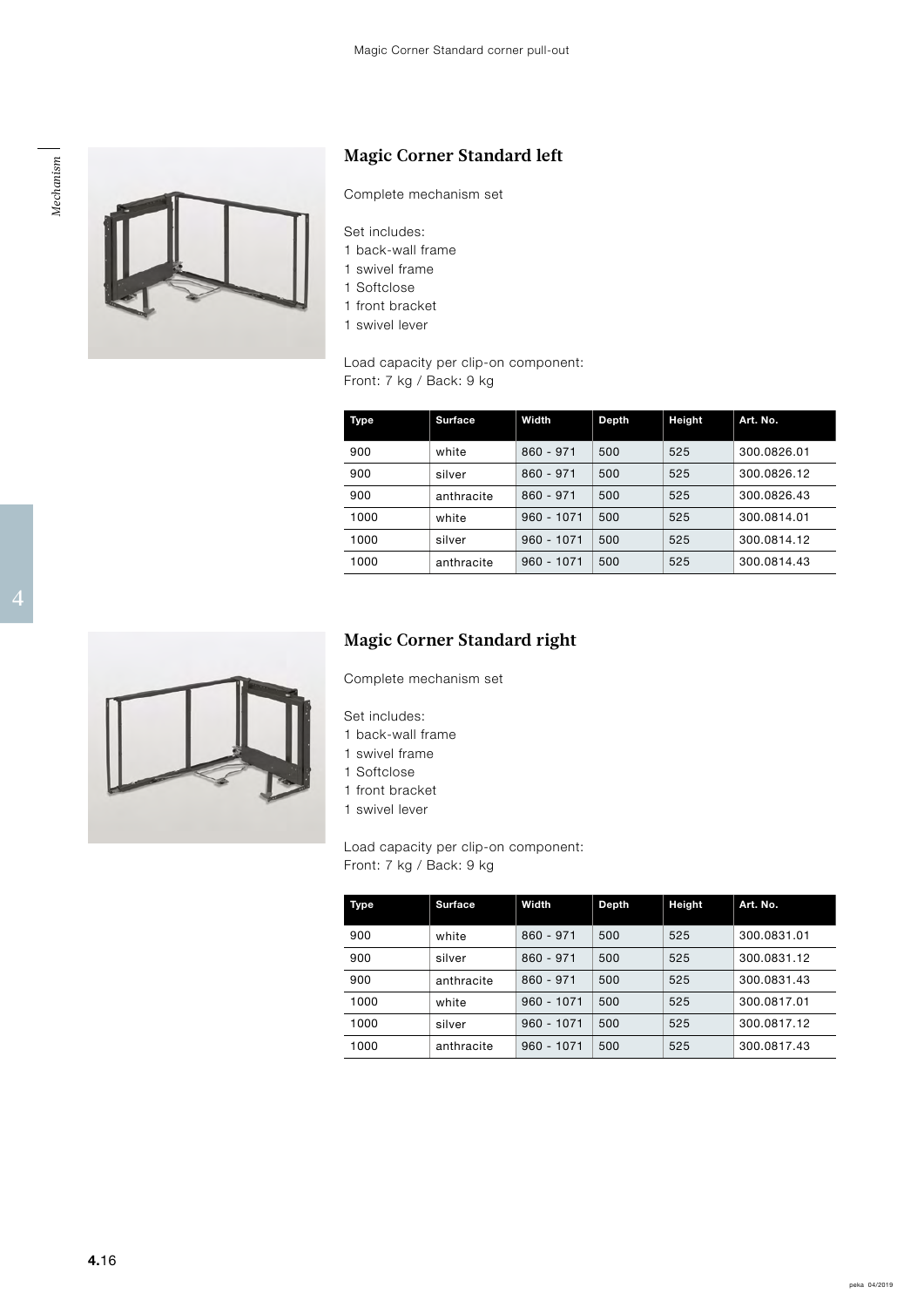## Magic Corner Standard left

Complete mechanism set

Set includes:
1 back-wall frame
1 swivel frame
1 Softclose
1 front bracket
1 swivel lever

Load capacity per clip-on component:
Front: 7 kg / Back: 9 kg

| Type | Surface | Width | Depth | Height | Art. No. |
|---|---|---|---|---|---|
| 900 | white | 860 - 971 | 500 | 525 | 300.0826.01 |
| 900 | silver | 860 - 971 | 500 | 525 | 300.0826.12 |
| 900 | anthracite | 860 - 971 | 500 | 525 | 300.0826.43 |
| 1000 | white | 960 - 1071 | 500 | 525 | 300.0814.01 |
| 1000 | silver | 960 - 1071 | 500 | 525 | 300.0814.12 |
| 1000 | anthracite | 960 - 1071 | 500 | 525 | 300.0814.43 |

## Magic Corner Standard right

Complete mechanism set

Set includes:
1 back-wall frame
1 swivel frame
1 Softclose
1 front bracket
1 swivel lever

Load capacity per clip-on component:
Front: 7 kg / Back: 9 kg

| Type | Surface | Width | Depth | Height | Art. No. |
|---|---|---|---|---|---|
| 900 | white | 860 - 971 | 500 | 525 | 300.0831.01 |
| 900 | silver | 860 - 971 | 500 | 525 | 300.0831.12 |
| 900 | anthracite | 860 - 971 | 500 | 525 | 300.0831.43 |
| 1000 | white | 960 - 1071 | 500 | 525 | 300.0817.01 |
| 1000 | silver | 960 - 1071 | 500 | 525 | 300.0817.12 |
| 1000 | anthracite | 960 - 1071 | 500 | 525 | 300.0817.43 |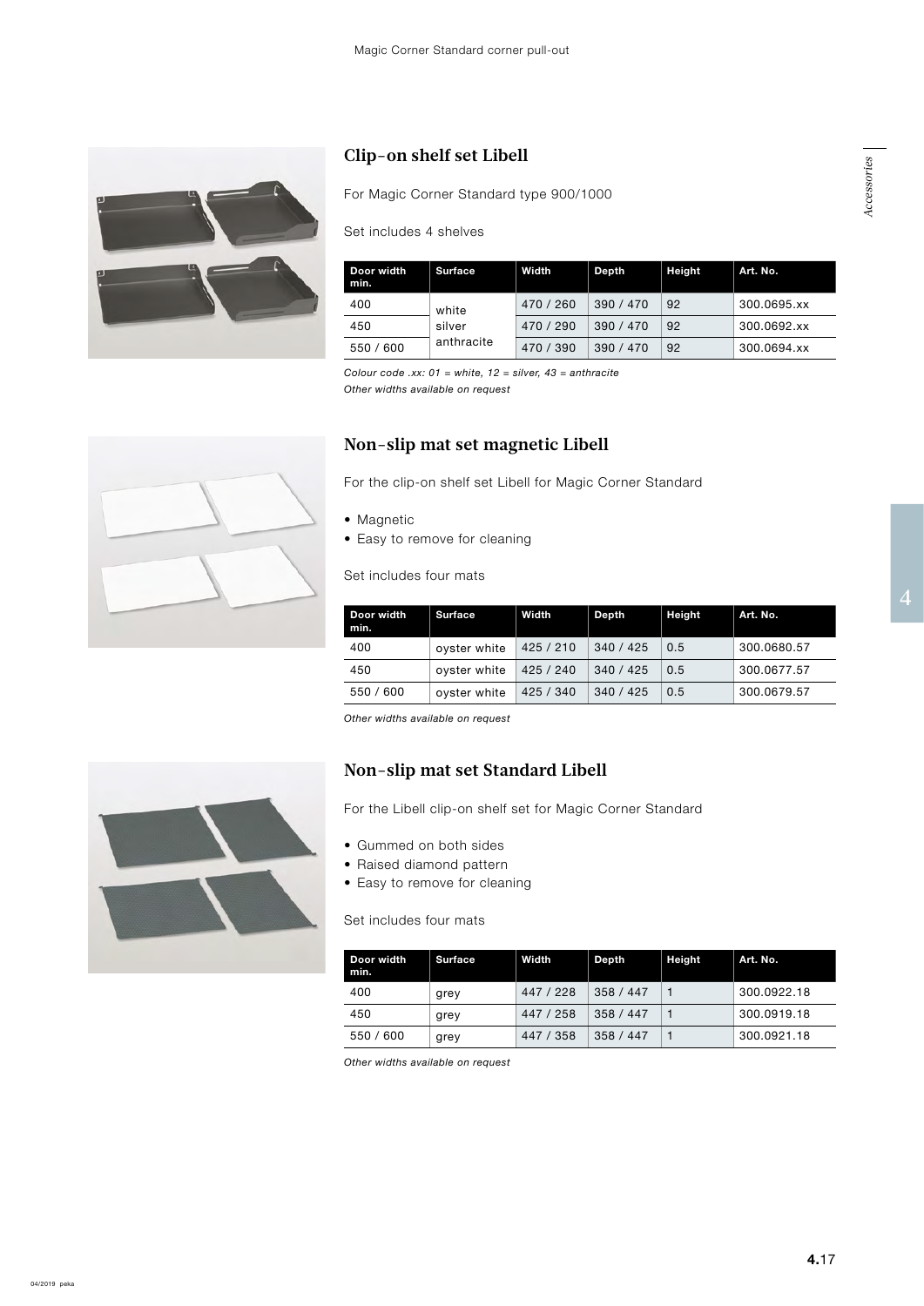## Clip-on shelf set Libell

For Magic Corner Standard type 900/1000

Set includes 4 shelves

| Door width min. | Surface | Width | Depth | Height | Art. No. |
|---|---|---|---|---|---|
| 400 | white silver anthracite | 470 / 260 | 390 / 470 | 92 | 300.0695.xx |
| 450 | | 470 / 290 | 390 / 470 | 92 | 300.0692.xx |
| 550 / 600 | | 470 / 390 | 390 / 470 | 92 | 300.0694.xx |

*Colour code .xx: 01 = white, 12 = silver, 43 = anthracite*
*Other widths available on request*

## Non-slip mat set magnetic Libell

For the clip-on shelf set Libell for Magic Corner Standard

- Magnetic
- Easy to remove for cleaning

Set includes four mats

| Door width min. | Surface | Width | Depth | Height | Art. No. |
|---|---|---|---|---|---|
| 400 | oyster white | 425 / 210 | 340 / 425 | 0.5 | 300.0680.57 |
| 450 | oyster white | 425 / 240 | 340 / 425 | 0.5 | 300.0677.57 |
| 550 / 600 | oyster white | 425 / 340 | 340 / 425 | 0.5 | 300.0679.57 |

*Other widths available on request*

## Non-slip mat set Standard Libell

For the Libell clip-on shelf set for Magic Corner Standard

- Gummed on both sides
- Raised diamond pattern
- Easy to remove for cleaning

Set includes four mats

| Door width min. | Surface | Width | Depth | Height | Art. No. |
|---|---|---|---|---|---|
| 400 | grey | 447 / 228 | 358 / 447 | 1 | 300.0922.18 |
| 450 | grey | 447 / 258 | 358 / 447 | 1 | 300.0919.18 |
| 550 / 600 | grey | 447 / 358 | 358 / 447 | 1 | 300.0921.18 |

*Other widths available on request*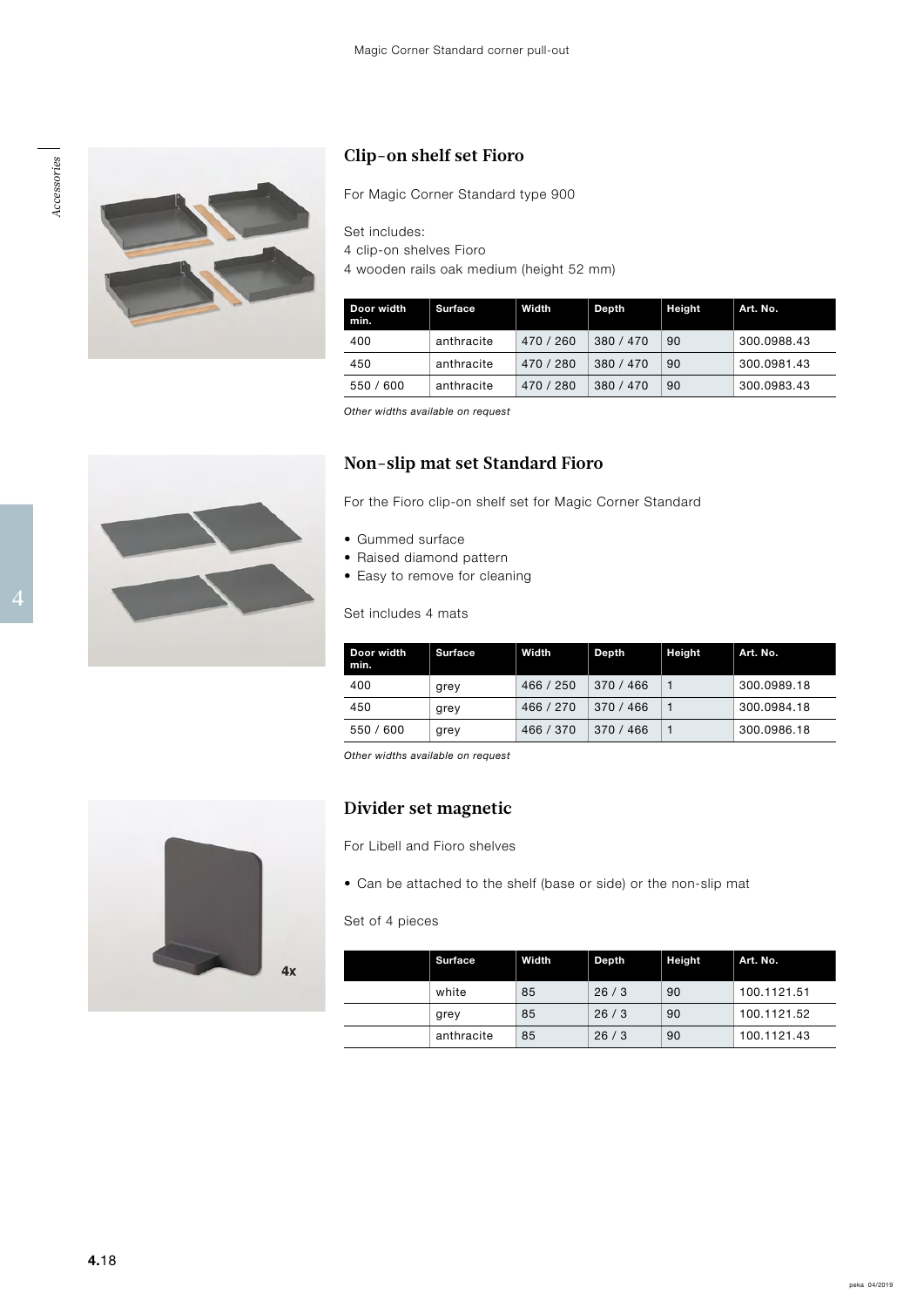## Clip-on shelf set Fioro

For Magic Corner Standard type 900

Set includes:
4 clip-on shelves Fioro
4 wooden rails oak medium (height 52 mm)

| Door width min. | Surface | Width | Depth | Height | Art. No. |
|---|---|---|---|---|---|
| 400 | anthracite | 470 / 260 | 380 / 470 | 90 | 300.0988.43 |
| 450 | anthracite | 470 / 280 | 380 / 470 | 90 | 300.0981.43 |
| 550 / 600 | anthracite | 470 / 280 | 380 / 470 | 90 | 300.0983.43 |

*Other widths available on request*

## Non-slip mat set Standard Fioro

For the Fioro clip-on shelf set for Magic Corner Standard

- Gummed surface
- Raised diamond pattern
- Easy to remove for cleaning

Set includes 4 mats

| Door width min. | Surface | Width | Depth | Height | Art. No. |
|---|---|---|---|---|---|
| 400 | grey | 466 / 250 | 370 / 466 | 1 | 300.0989.18 |
| 450 | grey | 466 / 270 | 370 / 466 | 1 | 300.0984.18 |
| 550 / 600 | grey | 466 / 370 | 370 / 466 | 1 | 300.0986.18 |

*Other widths available on request*

## Divider set magnetic

For Libell and Fioro shelves

- Can be attached to the shelf (base or side) or the non-slip mat

Set of 4 pieces

| | Surface | Width | Depth | Height | Art. No. |
|---|---|---|---|---|---|
| | white | 85 | 26 / 3 | 90 | 100.1121.51 |
| | grey | 85 | 26 / 3 | 90 | 100.1121.52 |
| | anthracite | 85 | 26 / 3 | 90 | 100.1121.43 |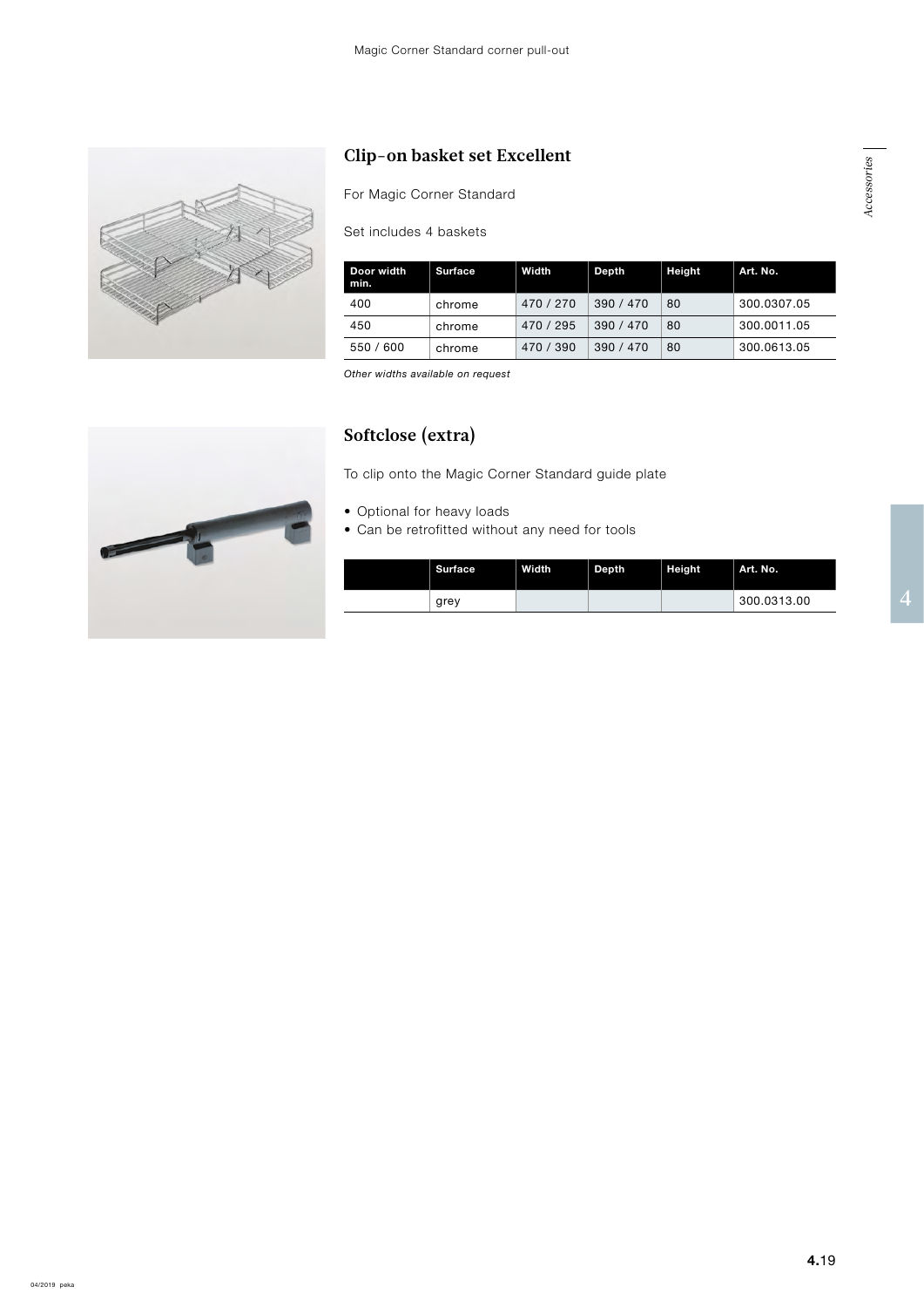## Clip-on basket set Excellent

For Magic Corner Standard

Set includes 4 baskets

| Door width min. | Surface | Width | Depth | Height | Art. No. |
|---|---|---|---|---|---|
| 400 | chrome | 470 / 270 | 390 / 470 | 80 | 300.0307.05 |
| 450 | chrome | 470 / 295 | 390 / 470 | 80 | 300.0011.05 |
| 550 / 600 | chrome | 470 / 390 | 390 / 470 | 80 | 300.0613.05 |

*Other widths available on request*

## Softclose (extra)

To clip onto the Magic Corner Standard guide plate

- Optional for heavy loads
- Can be retrofitted without any need for tools

| | Surface | Width | Depth | Height | Art. No. |
|---|---|---|---|---|---|
| | grey | | | | 300.0313.00 |